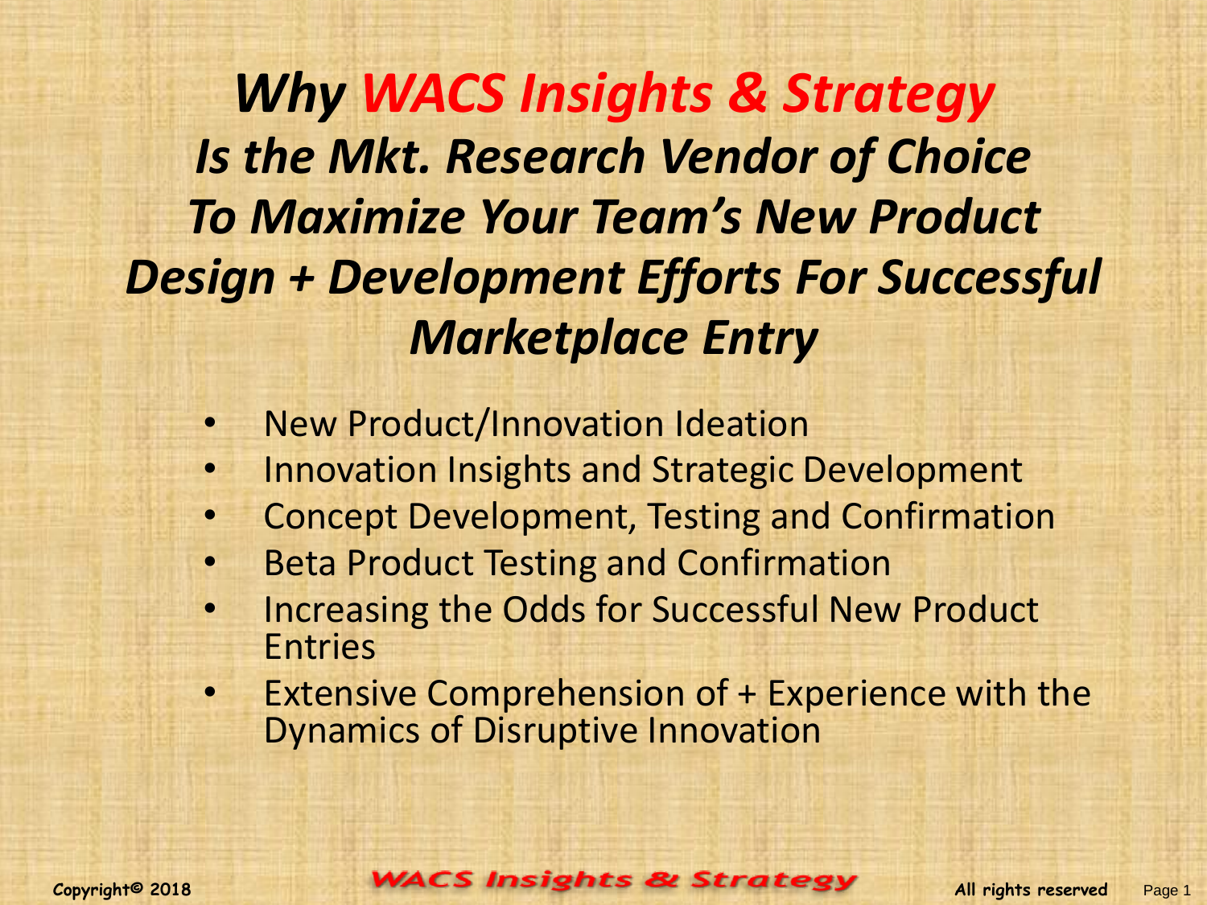# *Why WACS Insights & Strategy Is the Mkt. Research Vendor of Choice To Maximize Your Team's New Product Design + Development Efforts For Successful Marketplace Entry*

- New Product/Innovation Ideation
- Innovation Insights and Strategic Development
- Concept Development, Testing and Confirmation
- Beta Product Testing and Confirmation
- Increasing the Odds for Successful New Product Entries
- Extensive Comprehension of + Experience with the Dynamics of Disruptive Innovation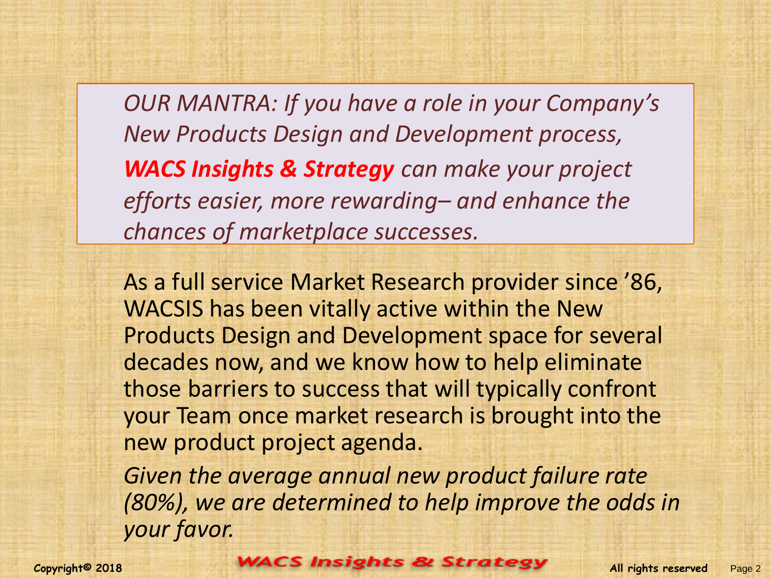*OUR MANTRA: If you have a role in your Company's New Products Design and Development process,* ***WACS Insights & Strategy*** *can make your project efforts easier, more rewarding– and enhance the chances of marketplace successes.*

As a full service Market Research provider since '86, WACSIS has been vitally active within the New Products Design and Development space for several decades now, and we know how to help eliminate those barriers to success that will typically confront your Team once market research is brought into the new product project agenda.

*Given the average annual new product failure rate (80%), we are determined to help improve the odds in your favor.*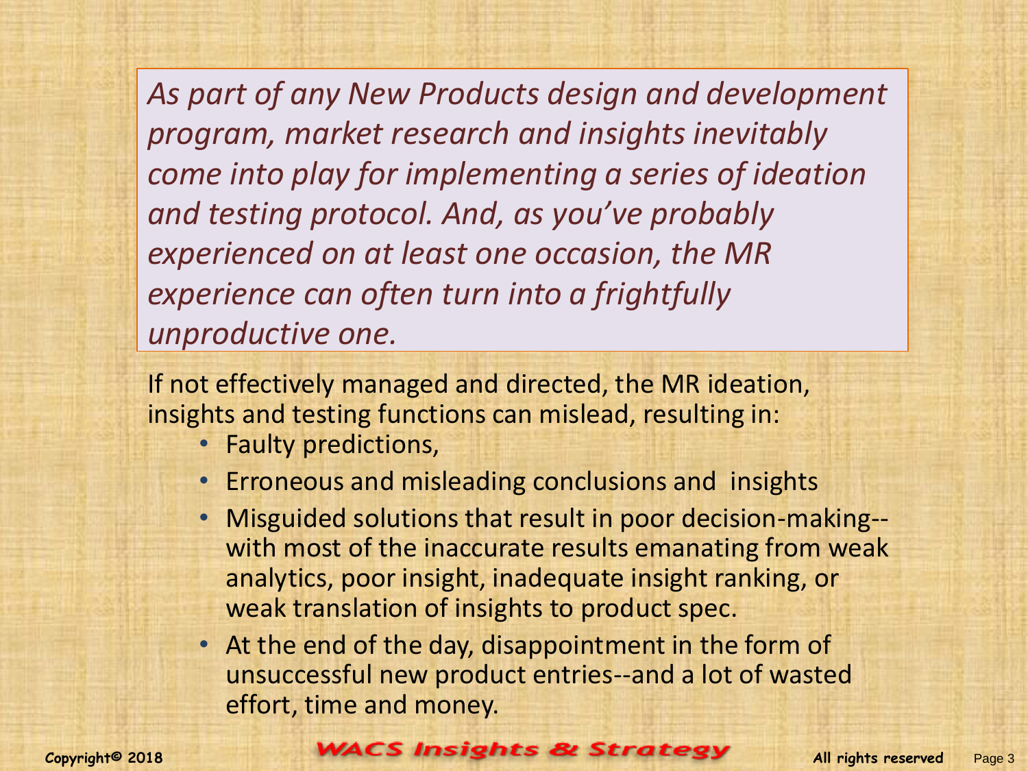*As part of any New Products design and development program, market research and insights inevitably come into play for implementing a series of ideation and testing protocol. And, as you've probably experienced on at least one occasion, the MR experience can often turn into a frightfully unproductive one.*

If not effectively managed and directed, the MR ideation, insights and testing functions can mislead, resulting in:

- Faulty predictions,
- Erroneous and misleading conclusions and insights
- Misguided solutions that result in poor decision-making--with most of the inaccurate results emanating from weak analytics, poor insight, inadequate insight ranking, or weak translation of insights to product spec.
- At the end of the day, disappointment in the form of unsuccessful new product entries--and a lot of wasted effort, time and money.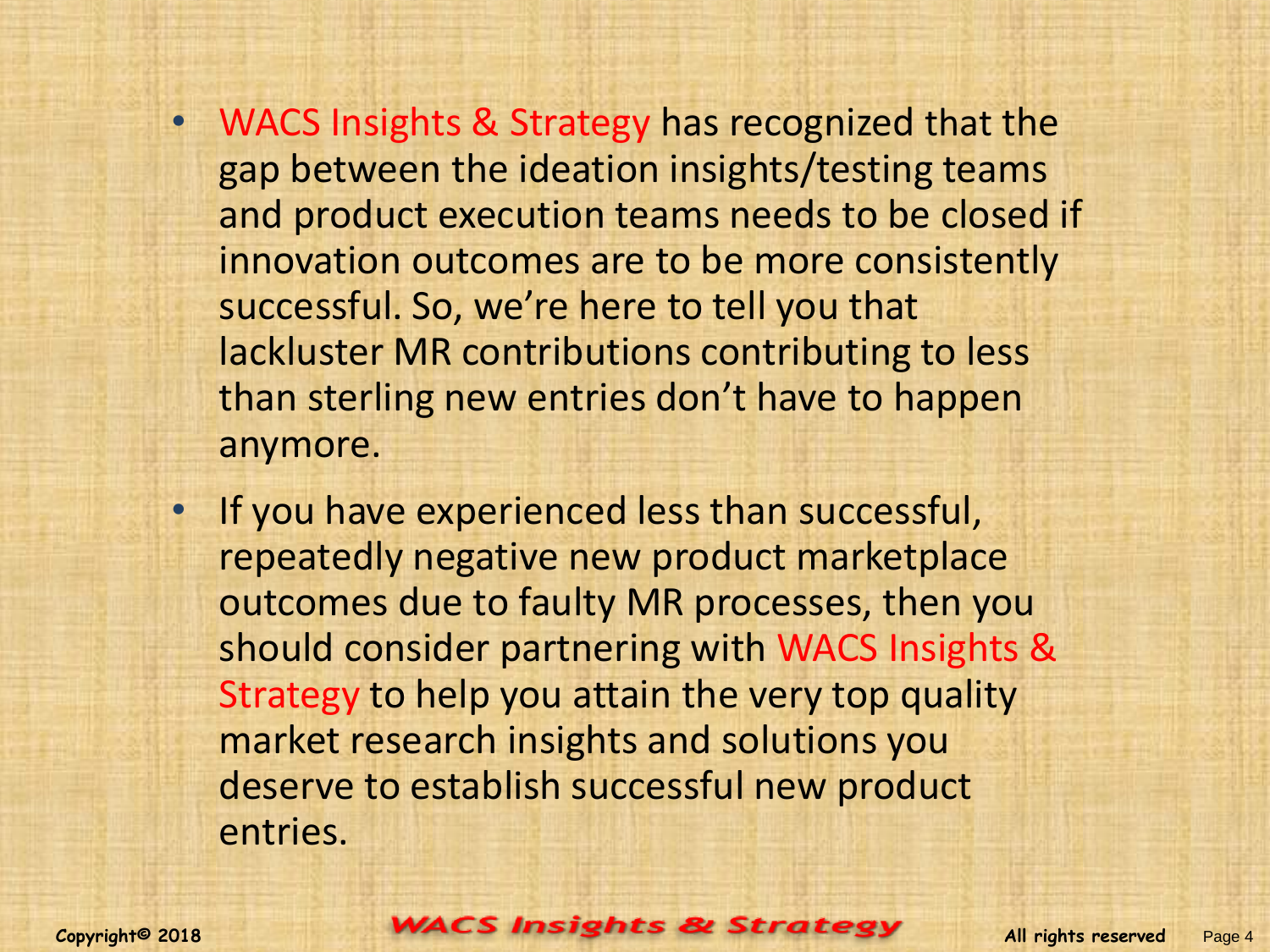- WACS Insights & Strategy has recognized that the gap between the ideation insights/testing teams and product execution teams needs to be closed if innovation outcomes are to be more consistently successful. So, we're here to tell you that lackluster MR contributions contributing to less than sterling new entries don't have to happen anymore.
- If you have experienced less than successful, repeatedly negative new product marketplace outcomes due to faulty MR processes, then you should consider partnering with WACS Insights & Strategy to help you attain the very top quality market research insights and solutions you deserve to establish successful new product entries.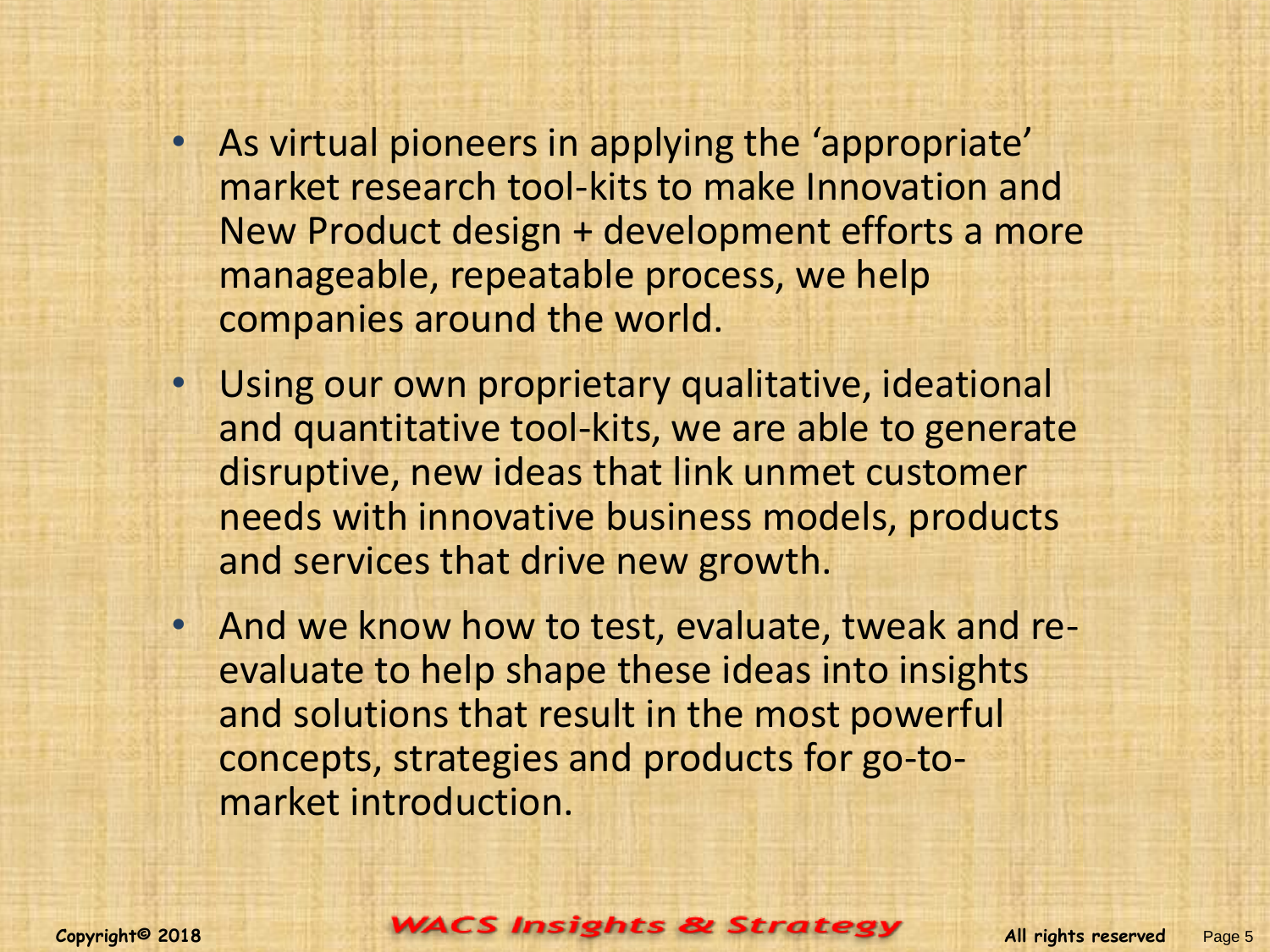- As virtual pioneers in applying the 'appropriate' market research tool-kits to make Innovation and New Product design + development efforts a more manageable, repeatable process, we help companies around the world.
- Using our own proprietary qualitative, ideational and quantitative tool-kits, we are able to generate disruptive, new ideas that link unmet customer needs with innovative business models, products and services that drive new growth.
- And we know how to test, evaluate, tweak and re-evaluate to help shape these ideas into insights and solutions that result in the most powerful concepts, strategies and products for go-to-market introduction.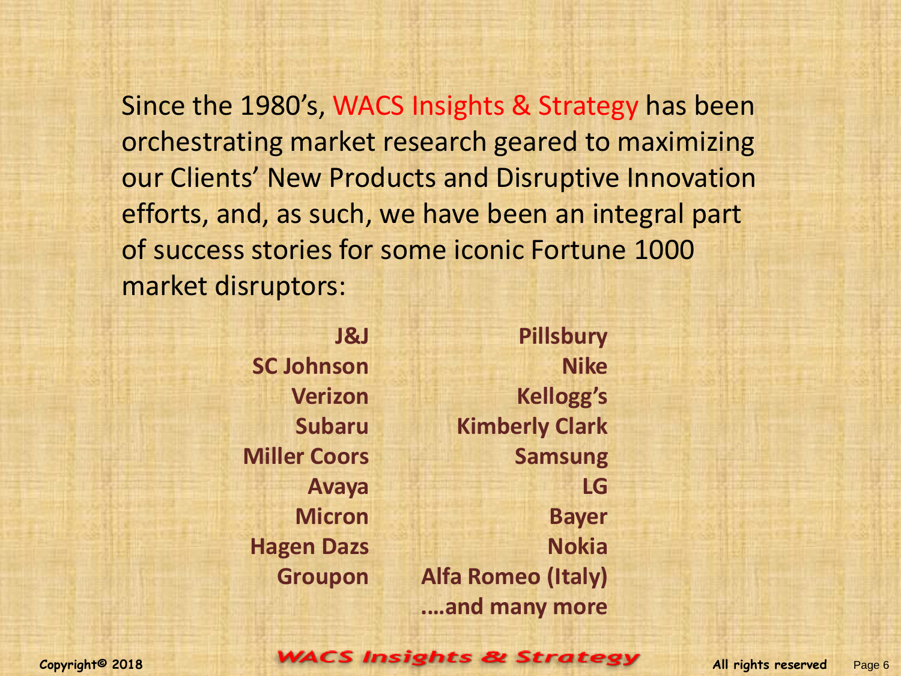Since the 1980's, WACS Insights & Strategy has been orchestrating market research geared to maximizing our Clients' New Products and Disruptive Innovation efforts, and, as such, we have been an integral part of success stories for some iconic Fortune 1000 market disruptors:

| | |
|---|---|
| **J&J** | **Pillsbury** |
| **SC Johnson** | **Nike** |
| **Verizon** | **Kellogg's** |
| **Subaru** | **Kimberly Clark** |
| **Miller Coors** | **Samsung** |
| **Avaya** | **LG** |
| **Micron** | **Bayer** |
| **Hagen Dazs** | **Nokia** |
| **Groupon** | **Alfa Romeo (Italy)** |
| | **....and many more** |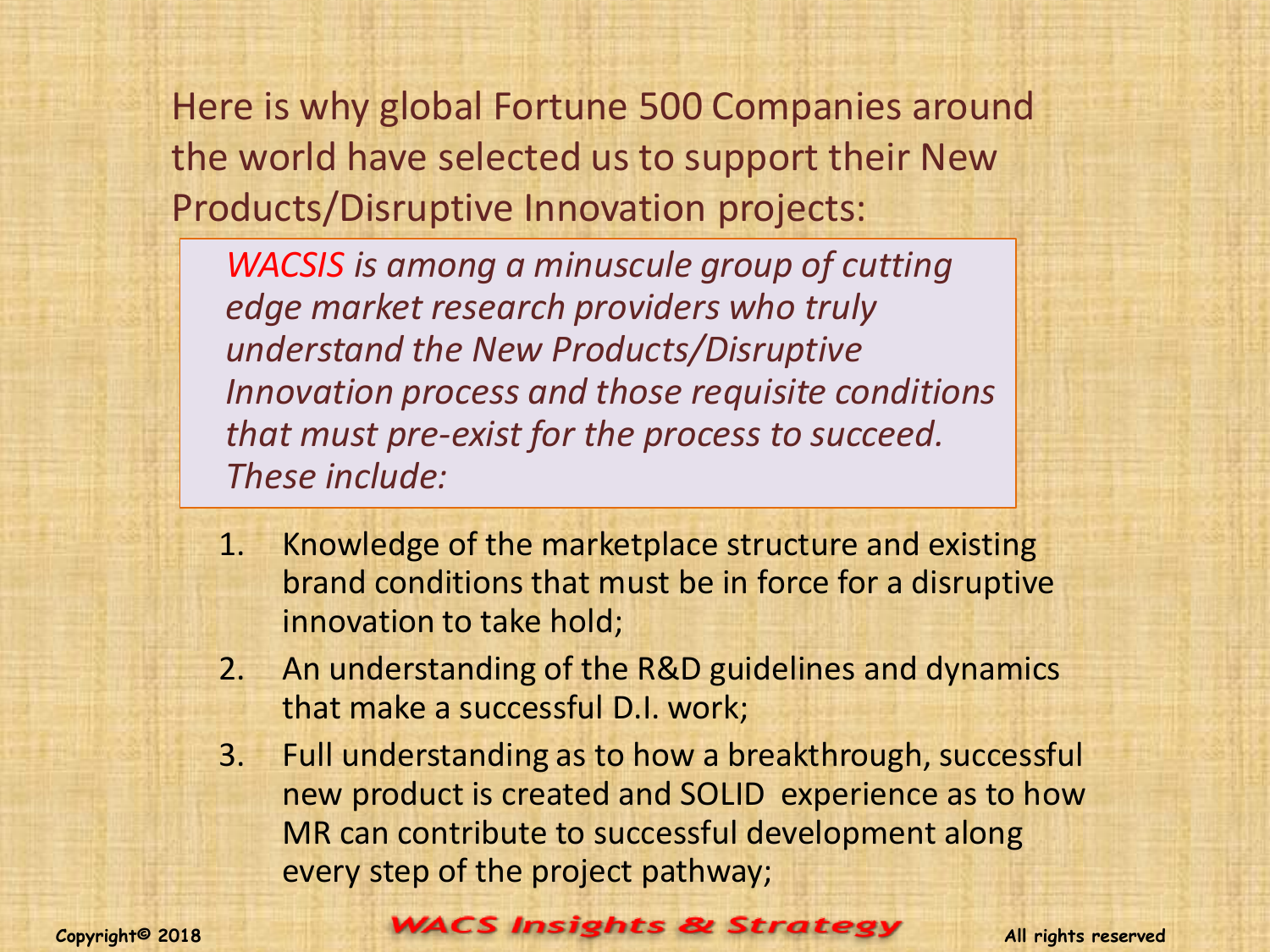Here is why global Fortune 500 Companies around the world have selected us to support their New Products/Disruptive Innovation projects:

*WACSIS is among a minuscule group of cutting edge market research providers who truly understand the New Products/Disruptive Innovation process and those requisite conditions that must pre-exist for the process to succeed. These include:*

1. Knowledge of the marketplace structure and existing brand conditions that must be in force for a disruptive innovation to take hold;
2. An understanding of the R&D guidelines and dynamics that make a successful D.I. work;
3. Full understanding as to how a breakthrough, successful new product is created and SOLID experience as to how MR can contribute to successful development along every step of the project pathway;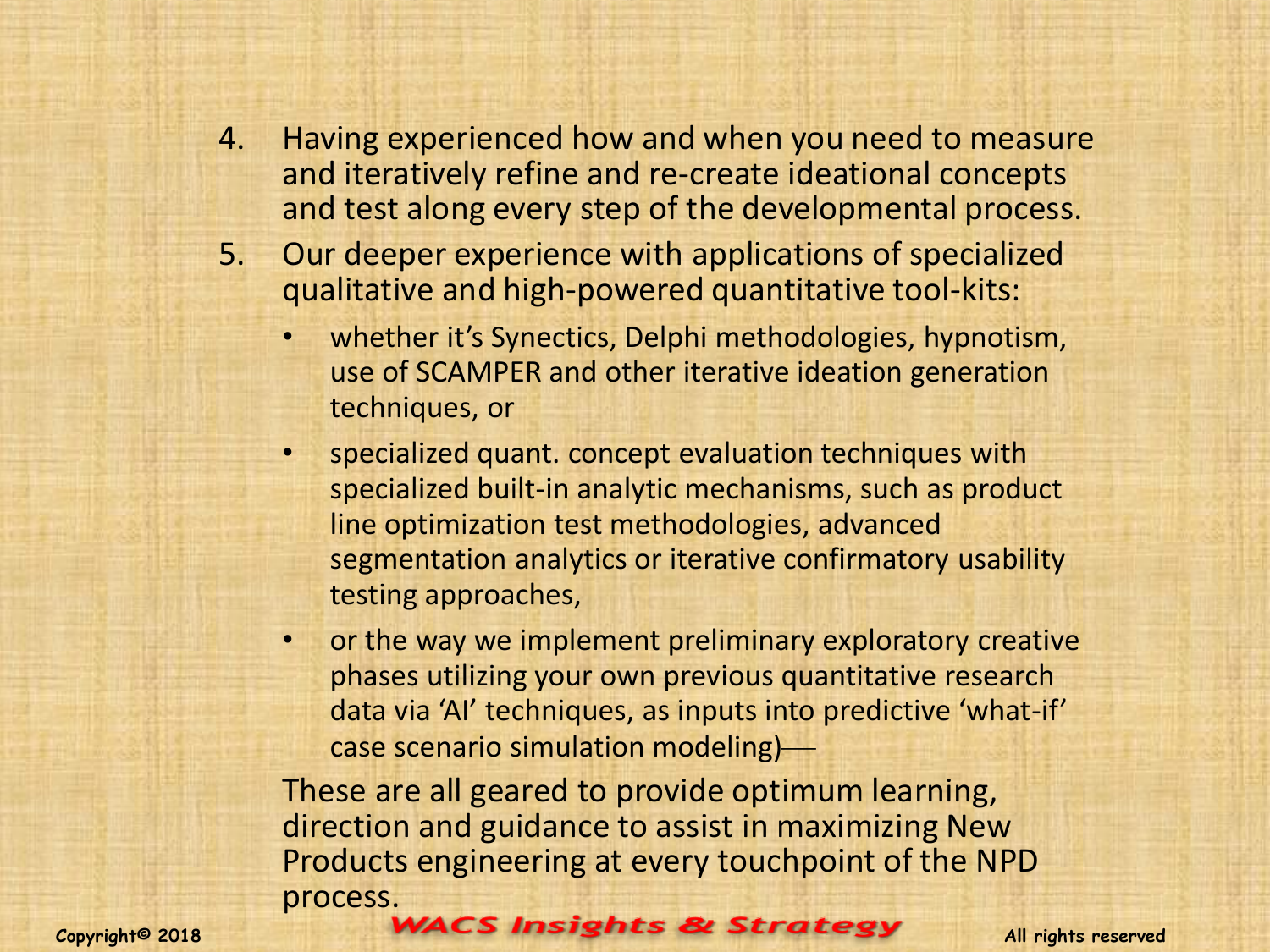4. Having experienced how and when you need to measure and iteratively refine and re-create ideational concepts and test along every step of the developmental process.
5. Our deeper experience with applications of specialized qualitative and high-powered quantitative tool-kits:
   - whether it's Synectics, Delphi methodologies, hypnotism, use of SCAMPER and other iterative ideation generation techniques, or
   - specialized quant. concept evaluation techniques with specialized built-in analytic mechanisms, such as product line optimization test methodologies, advanced segmentation analytics or iterative confirmatory usability testing approaches,
   - or the way we implement preliminary exploratory creative phases utilizing your own previous quantitative research data via 'AI' techniques, as inputs into predictive 'what-if' case scenario simulation modeling)—

   These are all geared to provide optimum learning, direction and guidance to assist in maximizing New Products engineering at every touchpoint of the NPD process.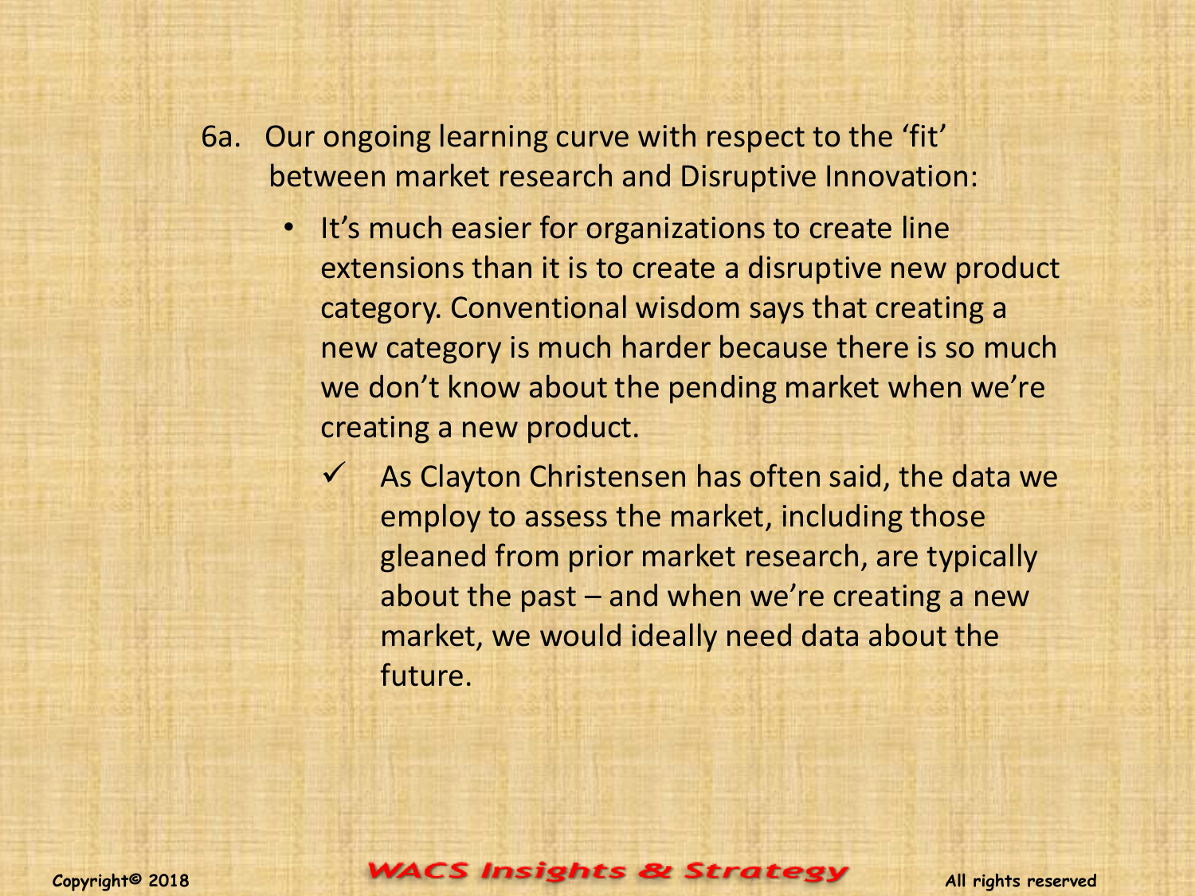6a. Our ongoing learning curve with respect to the ‘fit’ between market research and Disruptive Innovation:

- It’s much easier for organizations to create line extensions than it is to create a disruptive new product category. Conventional wisdom says that creating a new category is much harder because there is so much we don’t know about the pending market when we’re creating a new product.
  - ✓ As Clayton Christensen has often said, the data we employ to assess the market, including those gleaned from prior market research, are typically about the past – and when we’re creating a new market, we would ideally need data about the future.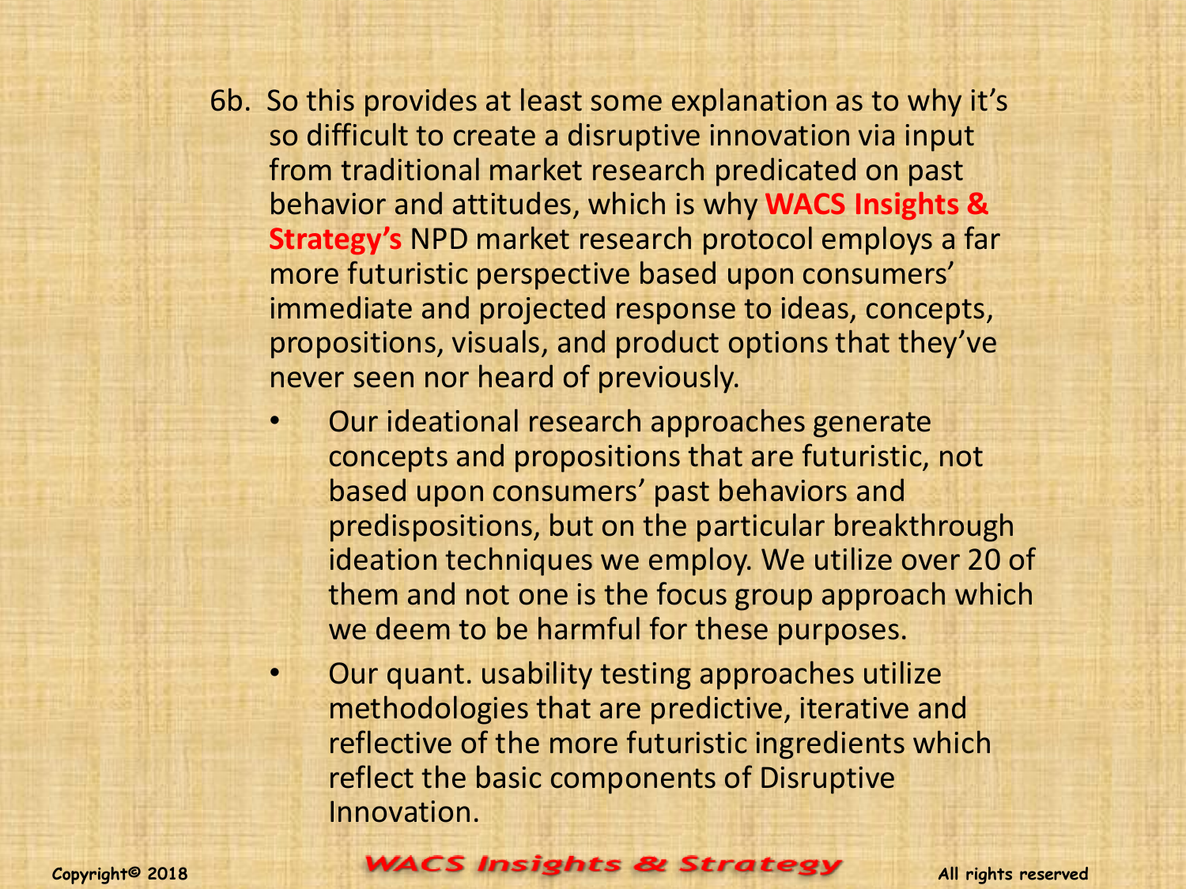6b. So this provides at least some explanation as to why it's so difficult to create a disruptive innovation via input from traditional market research predicated on past behavior and attitudes, which is why **WACS Insights & Strategy's** NPD market research protocol employs a far more futuristic perspective based upon consumers' immediate and projected response to ideas, concepts, propositions, visuals, and product options that they've never seen nor heard of previously.

- Our ideational research approaches generate concepts and propositions that are futuristic, not based upon consumers' past behaviors and predispositions, but on the particular breakthrough ideation techniques we employ. We utilize over 20 of them and not one is the focus group approach which we deem to be harmful for these purposes.
- Our quant. usability testing approaches utilize methodologies that are predictive, iterative and reflective of the more futuristic ingredients which reflect the basic components of Disruptive Innovation.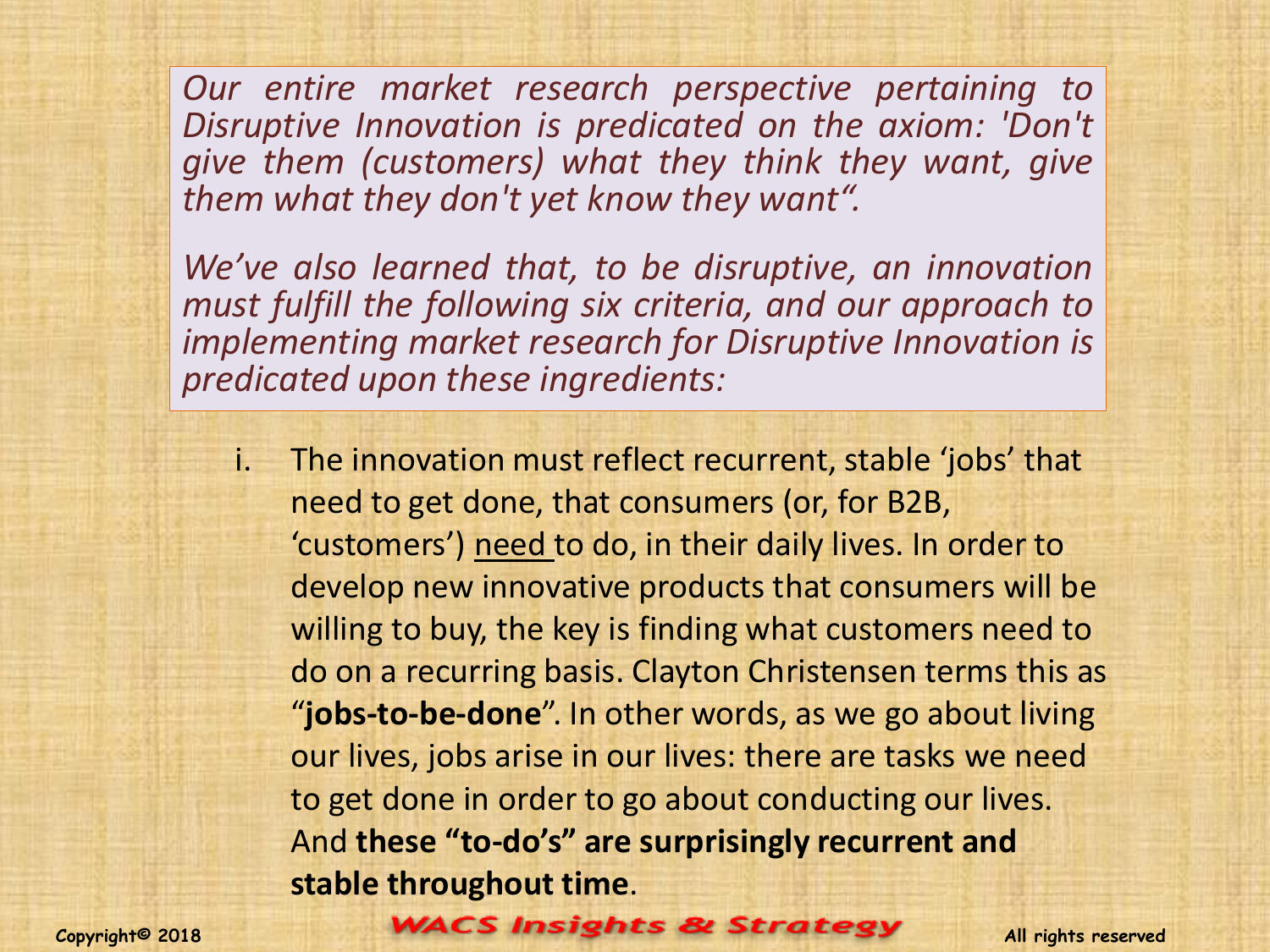*Our entire market research perspective pertaining to Disruptive Innovation is predicated on the axiom: 'Don't give them (customers) what they think they want, give them what they don't yet know they want".*

*We've also learned that, to be disruptive, an innovation must fulfill the following six criteria, and our approach to implementing market research for Disruptive Innovation is predicated upon these ingredients:*

i. The innovation must reflect recurrent, stable 'jobs' that need to get done, that consumers (or, for B2B, 'customers') <u>need</u> to do, in their daily lives. In order to develop new innovative products that consumers will be willing to buy, the key is finding what customers need to do on a recurring basis. Clayton Christensen terms this as "**jobs-to-be-done**". In other words, as we go about living our lives, jobs arise in our lives: there are tasks we need to get done in order to go about conducting our lives. And **these "to-do's" are surprisingly recurrent and stable throughout time**.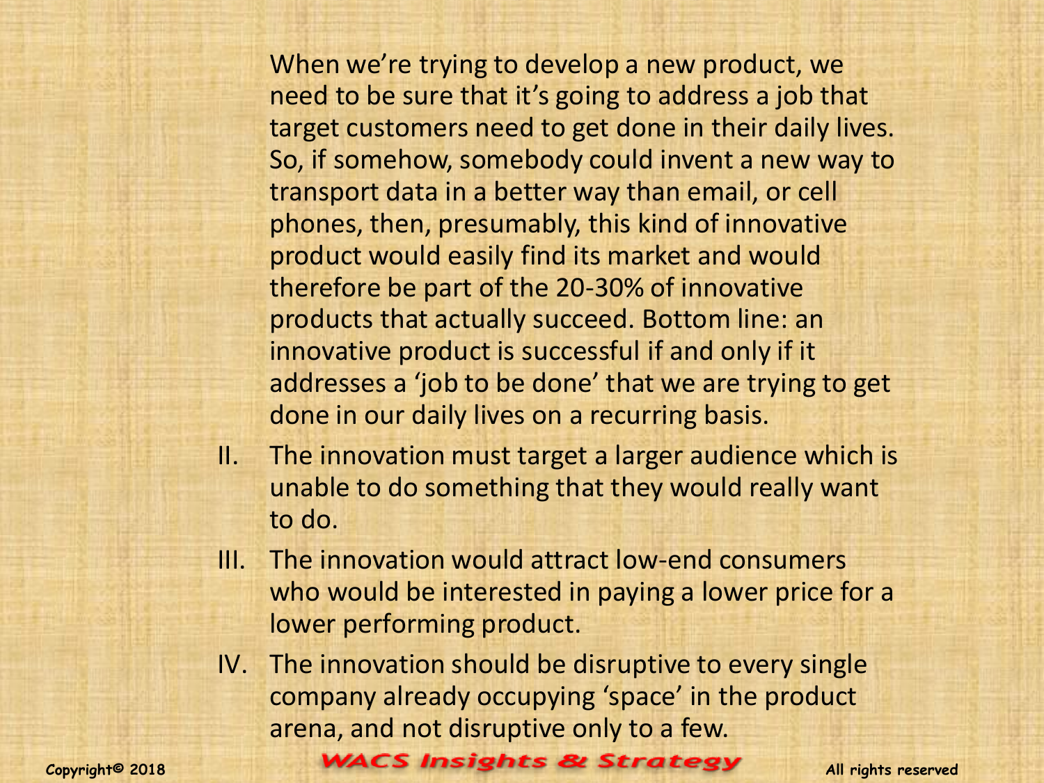When we're trying to develop a new product, we need to be sure that it's going to address a job that target customers need to get done in their daily lives. So, if somehow, somebody could invent a new way to transport data in a better way than email, or cell phones, then, presumably, this kind of innovative product would easily find its market and would therefore be part of the 20-30% of innovative products that actually succeed. Bottom line: an innovative product is successful if and only if it addresses a 'job to be done' that we are trying to get done in our daily lives on a recurring basis.

II. The innovation must target a larger audience which is unable to do something that they would really want to do.

III. The innovation would attract low-end consumers who would be interested in paying a lower price for a lower performing product.

IV. The innovation should be disruptive to every single company already occupying 'space' in the product arena, and not disruptive only to a few.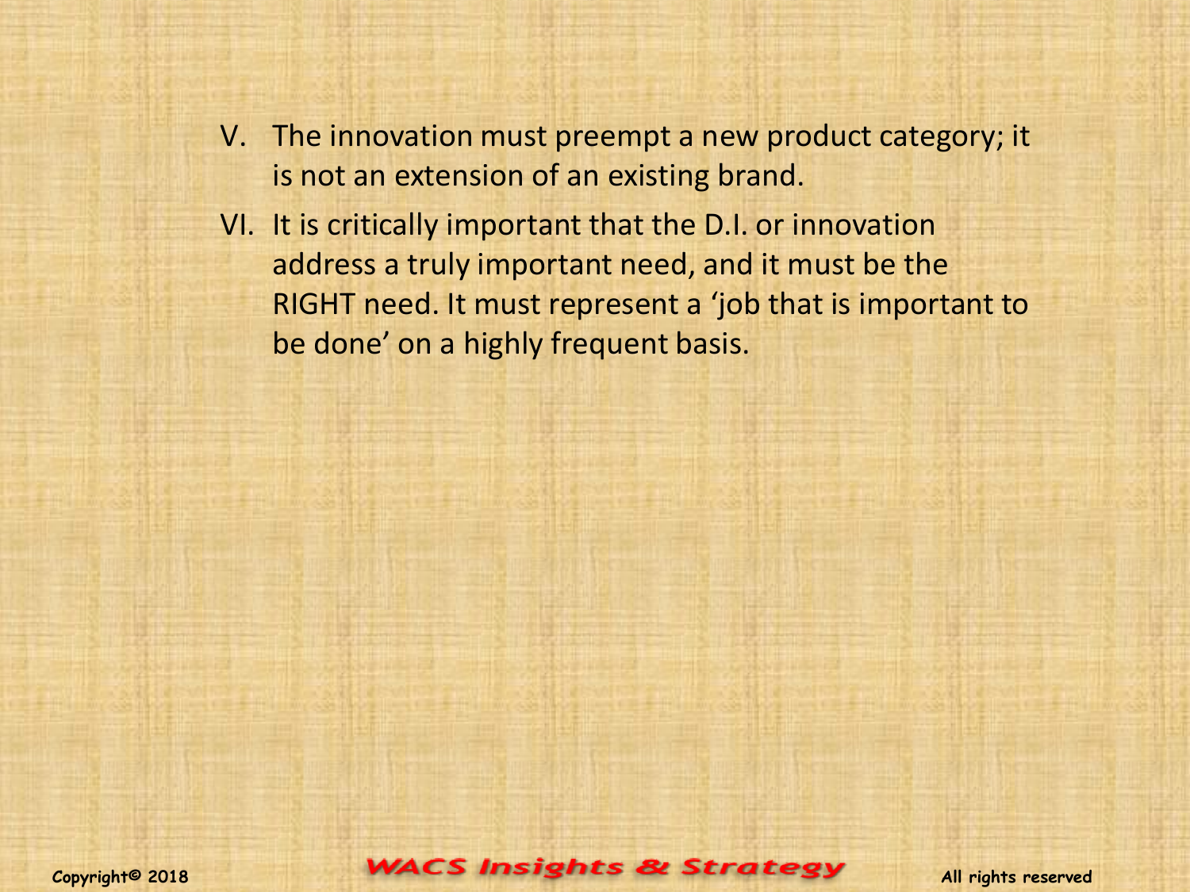V. The innovation must preempt a new product category; it is not an extension of an existing brand.

VI. It is critically important that the D.I. or innovation address a truly important need, and it must be the RIGHT need. It must represent a 'job that is important to be done' on a highly frequent basis.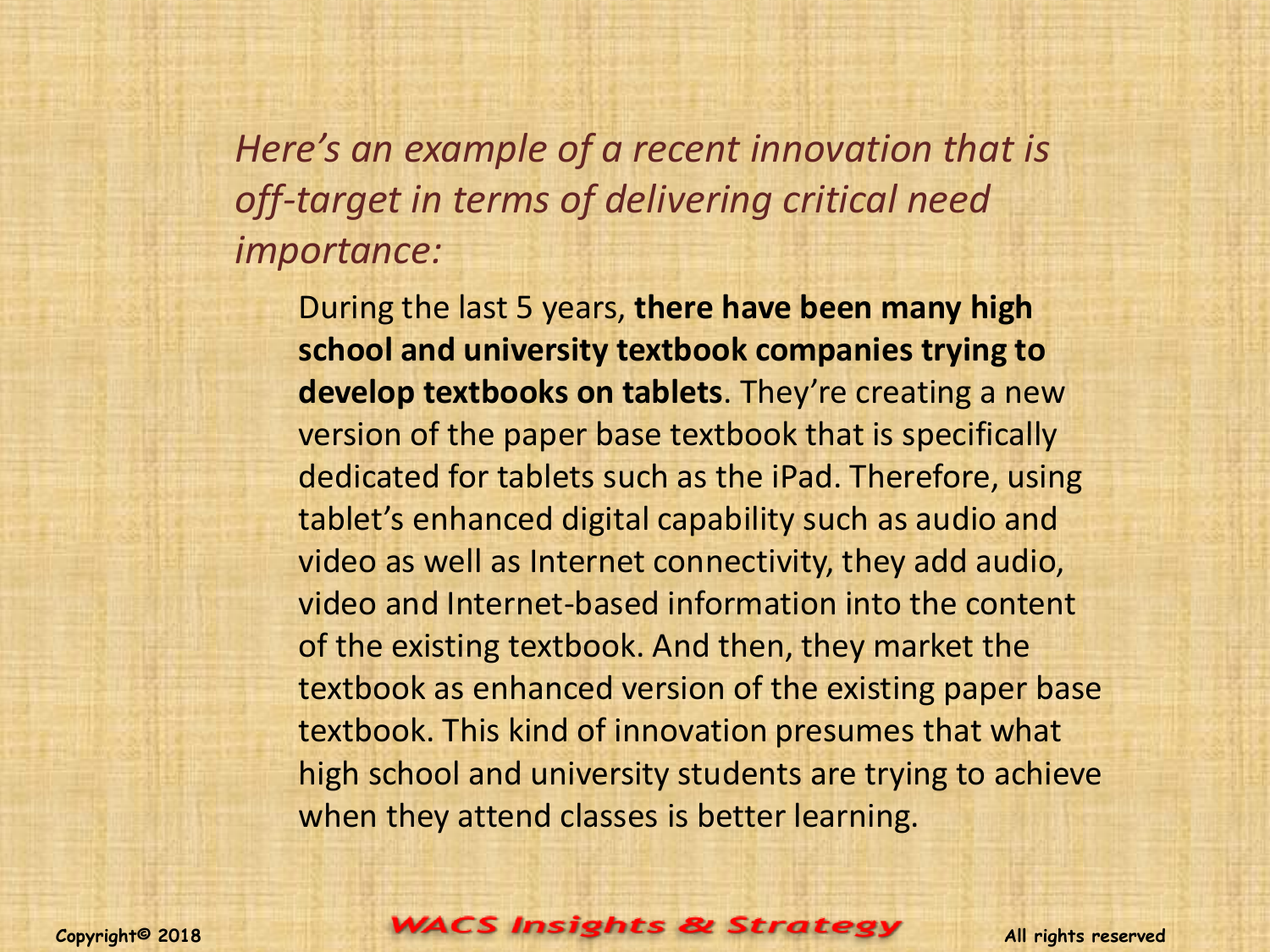*Here's an example of a recent innovation that is off-target in terms of delivering critical need importance:*

During the last 5 years, **there have been many high school and university textbook companies trying to develop textbooks on tablets**. They're creating a new version of the paper base textbook that is specifically dedicated for tablets such as the iPad. Therefore, using tablet's enhanced digital capability such as audio and video as well as Internet connectivity, they add audio, video and Internet-based information into the content of the existing textbook. And then, they market the textbook as enhanced version of the existing paper base textbook. This kind of innovation presumes that what high school and university students are trying to achieve when they attend classes is better learning.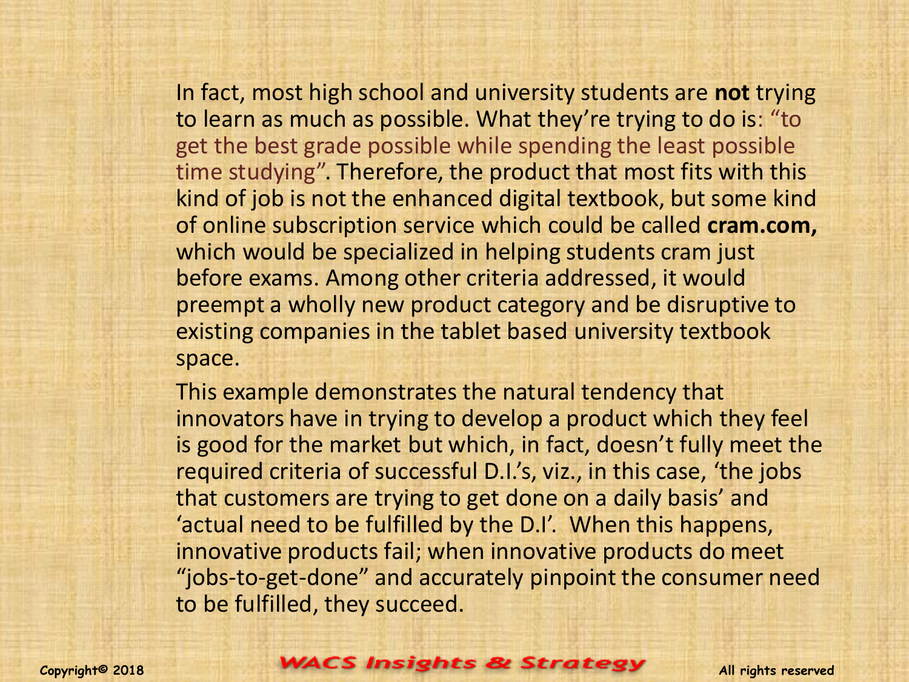In fact, most high school and university students are **not** trying to learn as much as possible. What they're trying to do is: "to get the best grade possible while spending the least possible time studying". Therefore, the product that most fits with this kind of job is not the enhanced digital textbook, but some kind of online subscription service which could be called **cram.com,** which would be specialized in helping students cram just before exams. Among other criteria addressed, it would preempt a wholly new product category and be disruptive to existing companies in the tablet based university textbook space.

This example demonstrates the natural tendency that innovators have in trying to develop a product which they feel is good for the market but which, in fact, doesn't fully meet the required criteria of successful D.I.'s, viz., in this case, 'the jobs that customers are trying to get done on a daily basis' and 'actual need to be fulfilled by the D.I'. When this happens, innovative products fail; when innovative products do meet "jobs-to-get-done" and accurately pinpoint the consumer need to be fulfilled, they succeed.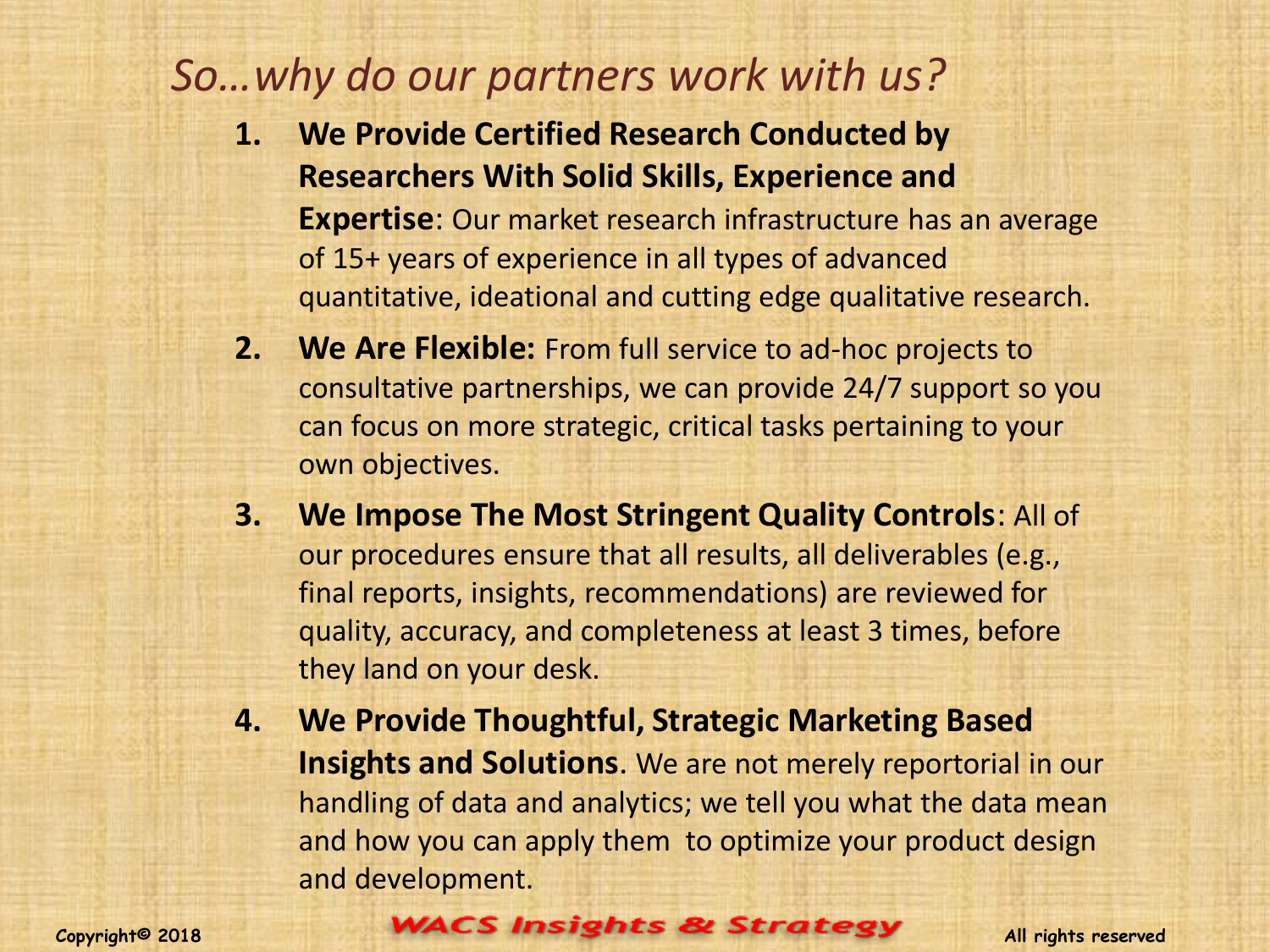## *So…why do our partners work with us?*

1. **We Provide Certified Research Conducted by Researchers With Solid Skills, Experience and Expertise**: Our market research infrastructure has an average of 15+ years of experience in all types of advanced quantitative, ideational and cutting edge qualitative research.
2. **We Are Flexible:** From full service to ad-hoc projects to consultative partnerships, we can provide 24/7 support so you can focus on more strategic, critical tasks pertaining to your own objectives.
3. **We Impose The Most Stringent Quality Controls**: All of our procedures ensure that all results, all deliverables (e.g., final reports, insights, recommendations) are reviewed for quality, accuracy, and completeness at least 3 times, before they land on your desk.
4. **We Provide Thoughtful, Strategic Marketing Based Insights and Solutions**. We are not merely reportorial in our handling of data and analytics; we tell you what the data mean and how you can apply them to optimize your product design and development.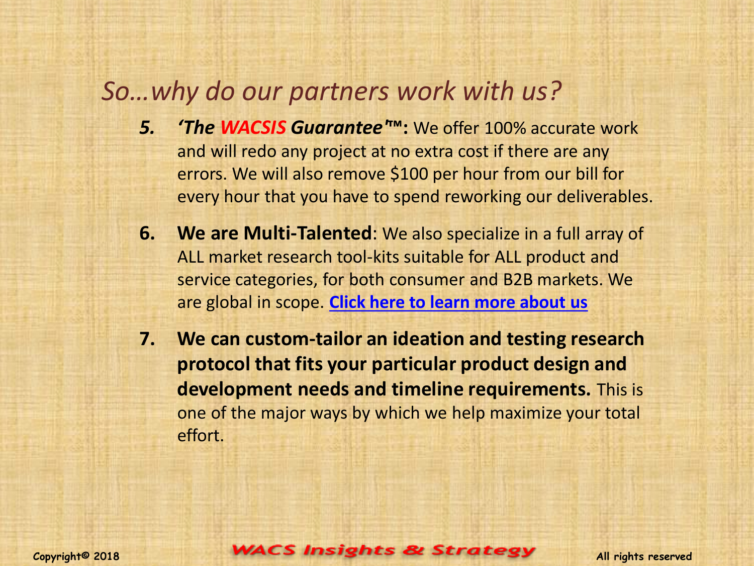## *So…why do our partners work with us?*

5. ***'The WACSIS Guarantee'™:*** We offer 100% accurate work and will redo any project at no extra cost if there are any errors. We will also remove $100 per hour from our bill for every hour that you have to spend reworking our deliverables.

6. **We are Multi-Talented**: We also specialize in a full array of ALL market research tool-kits suitable for ALL product and service categories, for both consumer and B2B markets. We are global in scope. **Click here to learn more about us**

7. **We can custom-tailor an ideation and testing research protocol that fits your particular product design and development needs and timeline requirements.** This is one of the major ways by which we help maximize your total effort.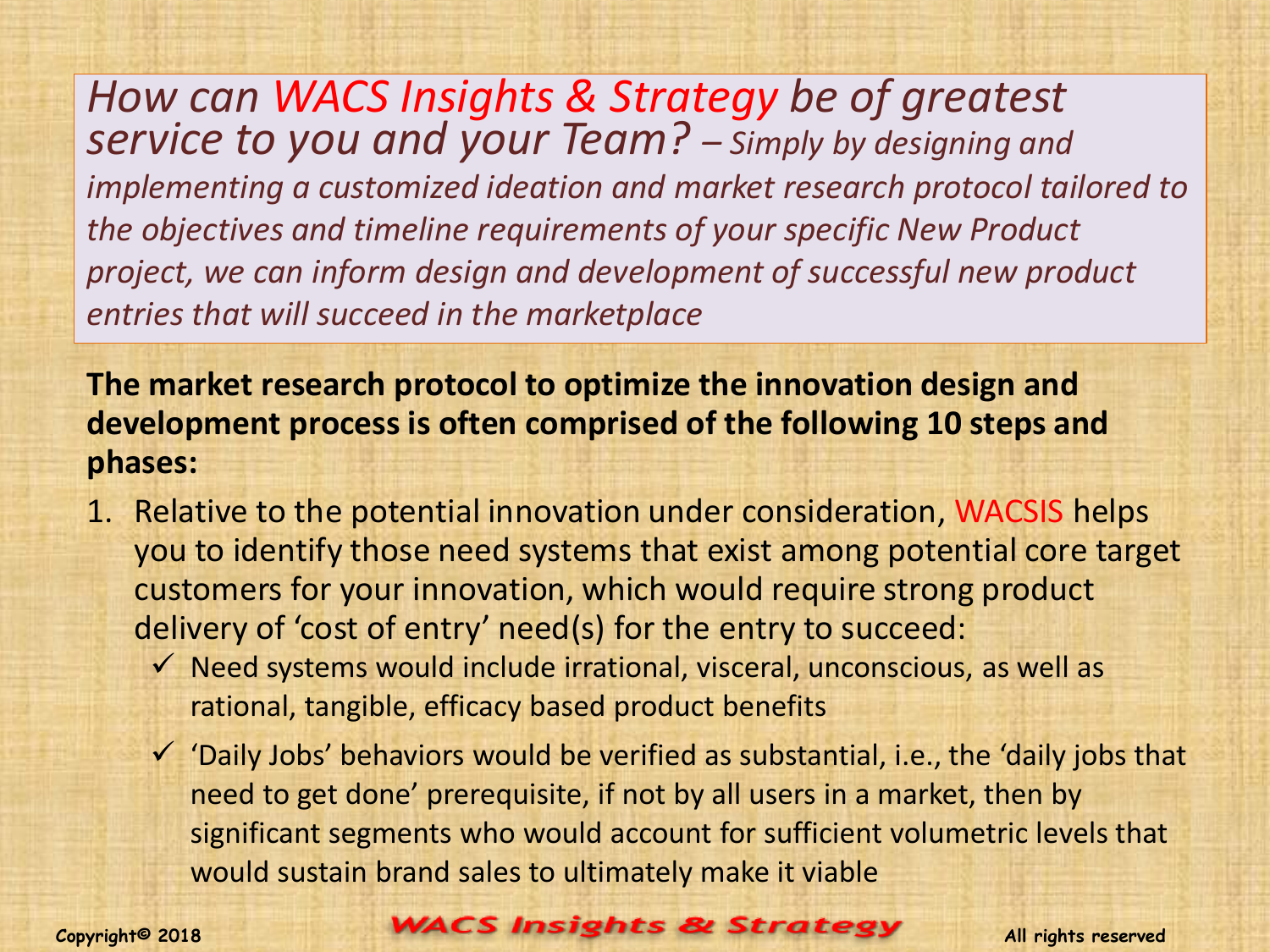*How can WACS Insights & Strategy be of greatest service to you and your Team? – Simply by designing and implementing a customized ideation and market research protocol tailored to the objectives and timeline requirements of your specific New Product project, we can inform design and development of successful new product entries that will succeed in the marketplace*

**The market research protocol to optimize the innovation design and development process is often comprised of the following 10 steps and phases:**

1. Relative to the potential innovation under consideration, WACSIS helps you to identify those need systems that exist among potential core target customers for your innovation, which would require strong product delivery of 'cost of entry' need(s) for the entry to succeed:
   - ✓ Need systems would include irrational, visceral, unconscious, as well as rational, tangible, efficacy based product benefits
   - ✓ 'Daily Jobs' behaviors would be verified as substantial, i.e., the 'daily jobs that need to get done' prerequisite, if not by all users in a market, then by significant segments who would account for sufficient volumetric levels that would sustain brand sales to ultimately make it viable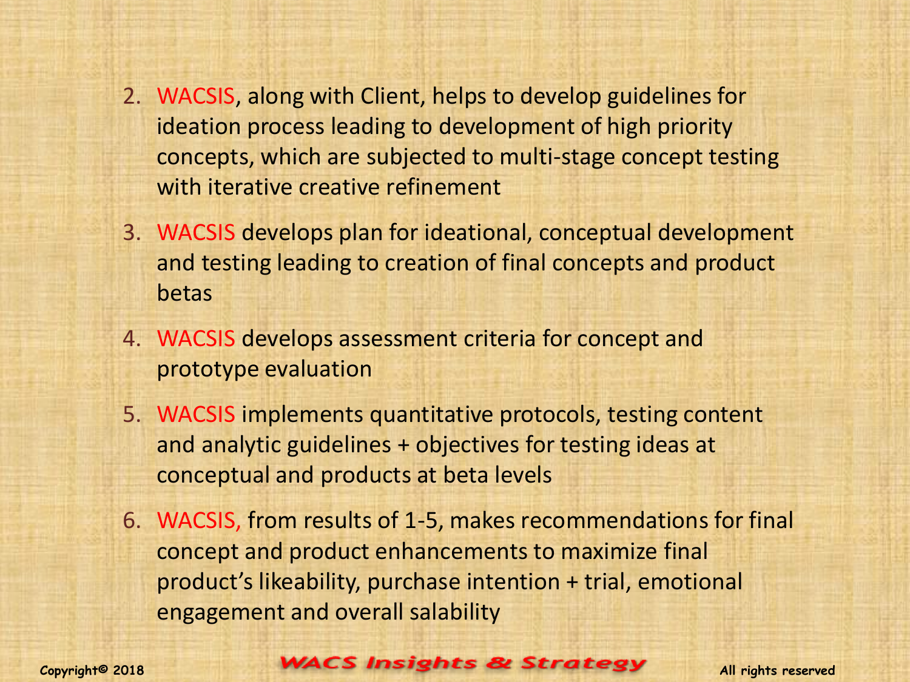2. WACSIS, along with Client, helps to develop guidelines for ideation process leading to development of high priority concepts, which are subjected to multi-stage concept testing with iterative creative refinement
3. WACSIS develops plan for ideational, conceptual development and testing leading to creation of final concepts and product betas
4. WACSIS develops assessment criteria for concept and prototype evaluation
5. WACSIS implements quantitative protocols, testing content and analytic guidelines + objectives for testing ideas at conceptual and products at beta levels
6. WACSIS, from results of 1-5, makes recommendations for final concept and product enhancements to maximize final product's likeability, purchase intention + trial, emotional engagement and overall salability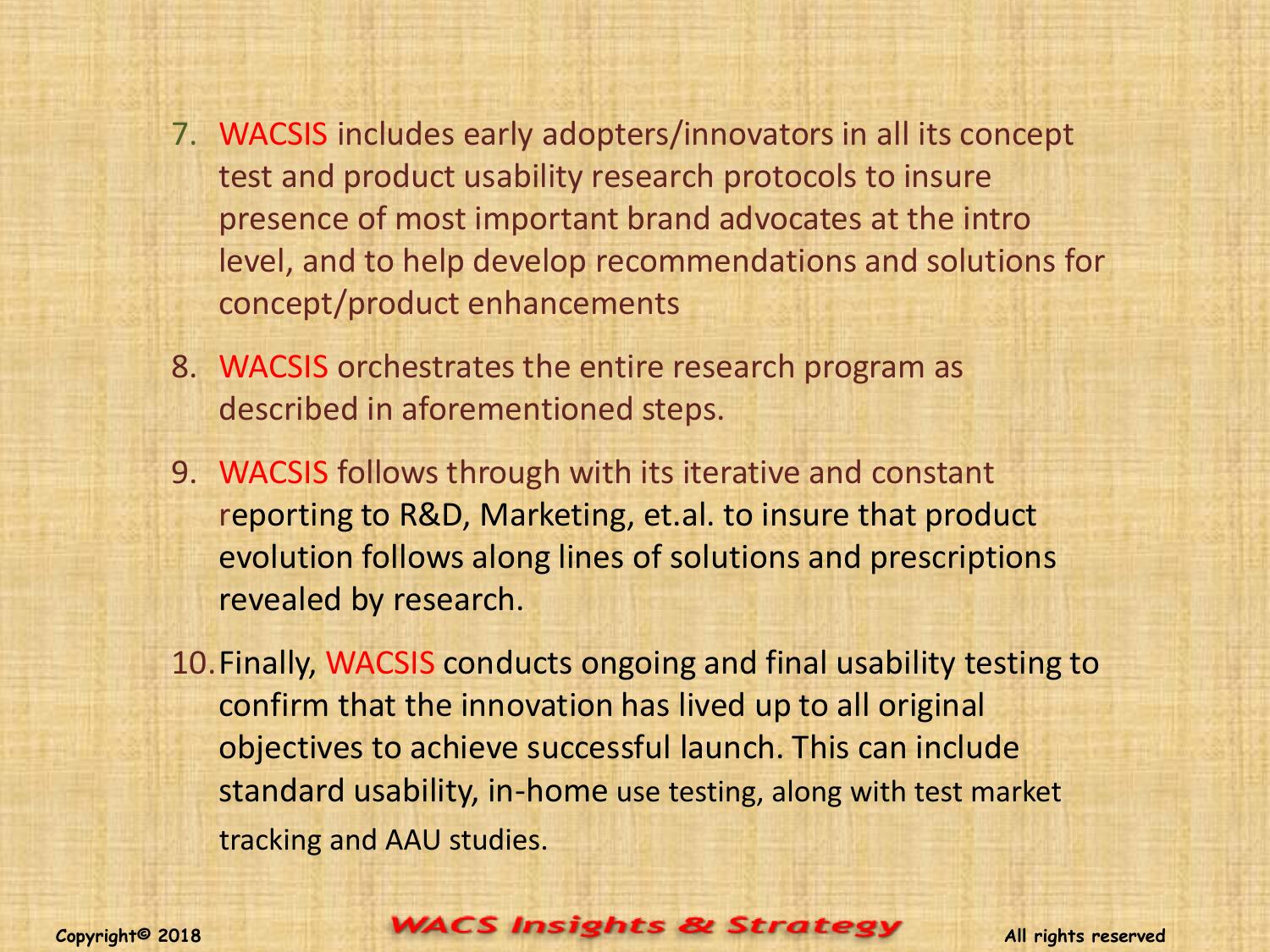7. WACSIS includes early adopters/innovators in all its concept test and product usability research protocols to insure presence of most important brand advocates at the intro level, and to help develop recommendations and solutions for concept/product enhancements

8. WACSIS orchestrates the entire research program as described in aforementioned steps.

9. WACSIS follows through with its iterative and constant reporting to R&D, Marketing, et.al. to insure that product evolution follows along lines of solutions and prescriptions revealed by research.

10. Finally, WACSIS conducts ongoing and final usability testing to confirm that the innovation has lived up to all original objectives to achieve successful launch. This can include standard usability, in-home use testing, along with test market tracking and AAU studies.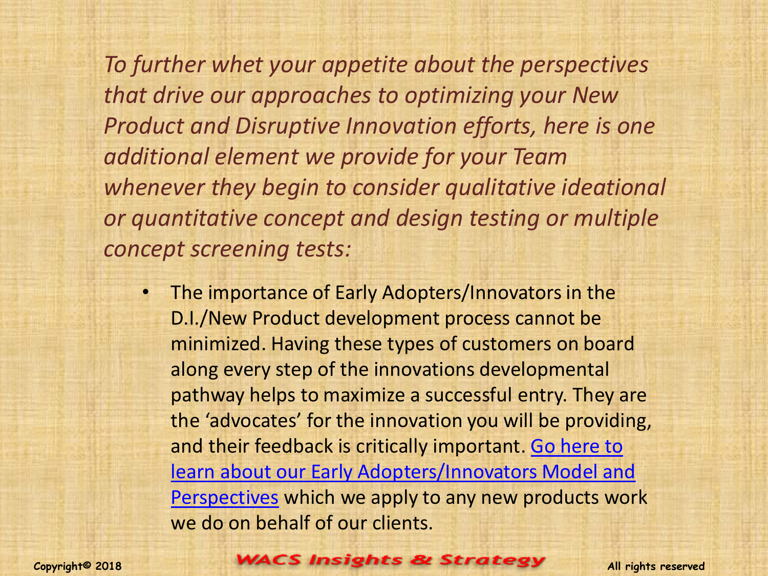*To further whet your appetite about the perspectives that drive our approaches to optimizing your New Product and Disruptive Innovation efforts, here is one additional element we provide for your Team whenever they begin to consider qualitative ideational or quantitative concept and design testing or multiple concept screening tests:*

- The importance of Early Adopters/Innovators in the D.I./New Product development process cannot be minimized. Having these types of customers on board along every step of the innovations developmental pathway helps to maximize a successful entry. They are the 'advocates' for the innovation you will be providing, and their feedback is critically important. Go here to learn about our Early Adopters/Innovators Model and Perspectives which we apply to any new products work we do on behalf of our clients.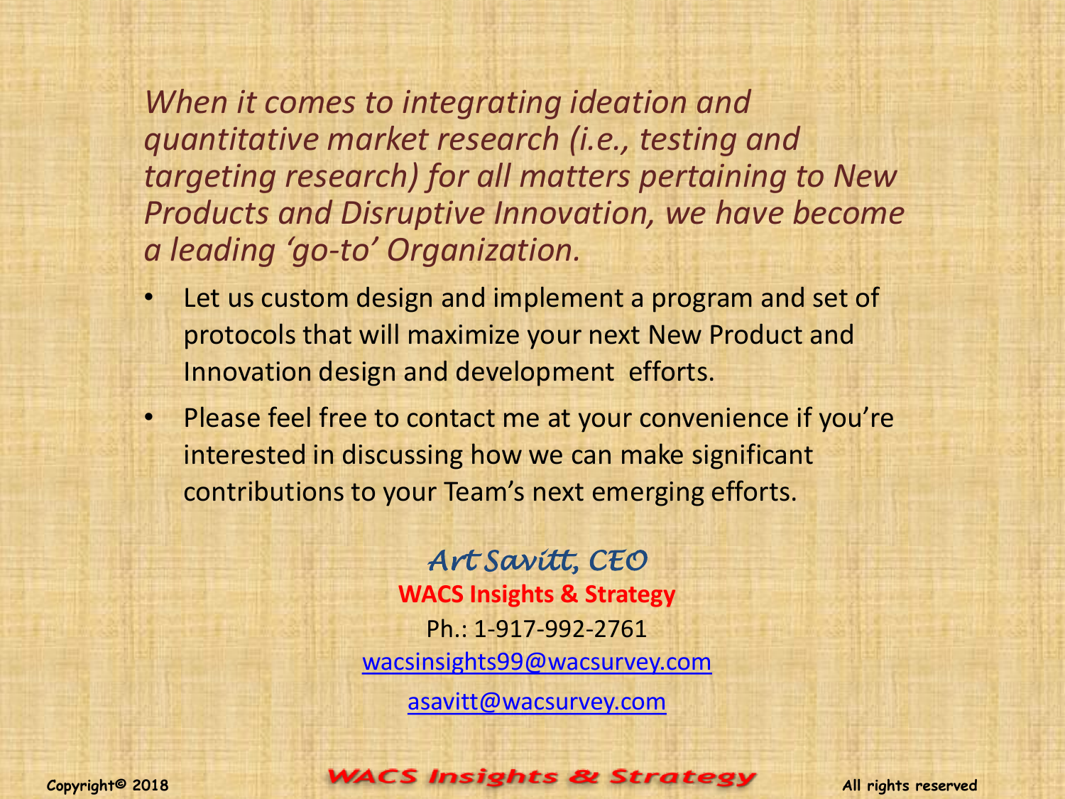*When it comes to integrating ideation and quantitative market research (i.e., testing and targeting research) for all matters pertaining to New Products and Disruptive Innovation, we have become a leading 'go-to' Organization.*

- Let us custom design and implement a program and set of protocols that will maximize your next New Product and Innovation design and development efforts.
- Please feel free to contact me at your convenience if you're interested in discussing how we can make significant contributions to your Team's next emerging efforts.

*Art Savitt, CEO*

**WACS Insights & Strategy**

Ph.: 1-917-992-2761

wacsinsights99@wacsurvey.com

asavitt@wacsurvey.com

**Copyright© 2018** **WACS Insights & Strategy** **All rights reserved**